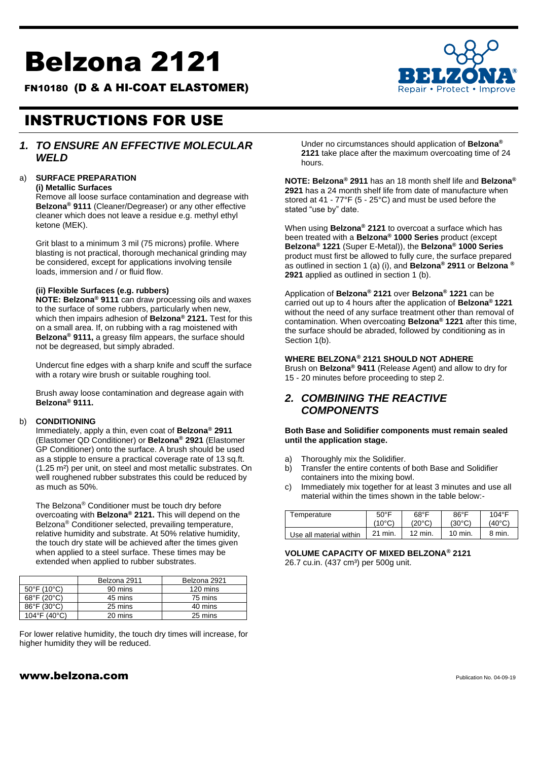# Belzona 2121

## FN10180 (D & A HI-COAT ELASTOMER)

# INSTRUCTIONS FOR USE

## *1. TO ENSURE AN EFFECTIVE MOLECULAR WELD*

a) **SURFACE PREPARATION**

**(i) Metallic Surfaces**

Remove all loose surface contamination and degrease with **Belzona® 9111** (Cleaner/Degreaser) or any other effective cleaner which does not leave a residue e.g. methyl ethyl ketone (MEK).

Grit blast to a minimum 3 mil (75 microns) profile. Where blasting is not practical, thorough mechanical grinding may be considered, except for applications involving tensile loads, immersion and / or fluid flow.

**(ii) Flexible Surfaces (e.g. rubbers)**

**NOTE: Belzona® 9111** can draw processing oils and waxes to the surface of some rubbers, particularly when new, which then impairs adhesion of **Belzona® 2121.** Test for this on a small area. If, on rubbing with a rag moistened with **Belzona® 9111,** a greasy film appears, the surface should not be degreased, but simply abraded.

Undercut fine edges with a sharp knife and scuff the surface with a rotary wire brush or suitable roughing tool.

Brush away loose contamination and degrease again with **Belzona® 9111.**

b) **CONDITIONING**

Immediately, apply a thin, even coat of **Belzona® 2911** (Elastomer QD Conditioner) or **Belzona® 2921** (Elastomer GP Conditioner) onto the surface. A brush should be used as a stipple to ensure a practical coverage rate of 13 sq.ft. (1.25 m²) per unit, on steel and most metallic substrates. On well roughened rubber substrates this could be reduced by as much as 50%.

The Belzona® Conditioner must be touch dry before overcoating with **Belzona® 2121.** This will depend on the Belzona® Conditioner selected, prevailing temperature, relative humidity and substrate. At 50% relative humidity, the touch dry state will be achieved after the times given when applied to a steel surface. These times may be extended when applied to rubber substrates.

| | Belzona 2911 | Belzona 2921 |
|---|---|---|
| 50°F (10°C) | 90 mins | 120 mins |
| 68°F (20°C) | 45 mins | 75 mins |
| 86°F (30°C) | 25 mins | 40 mins |
| 104°F (40°C) | 20 mins | 25 mins |

For lower relative humidity, the touch dry times will increase, for higher humidity they will be reduced.

Under no circumstances should application of **Belzona® 2121** take place after the maximum overcoating time of 24 hours.

**NOTE: Belzona® 2911** has an 18 month shelf life and **Belzona® 2921** has a 24 month shelf life from date of manufacture when stored at 41 - 77°F (5 - 25°C) and must be used before the stated "use by" date.

When using **Belzona® 2121** to overcoat a surface which has been treated with a **Belzona® 1000 Series** product (except **Belzona® 1221** (Super E-Metal)), the **Belzona® 1000 Series** product must first be allowed to fully cure, the surface prepared as outlined in section 1 (a) (i), and **Belzona® 2911** or **Belzona ® 2921** applied as outlined in section 1 (b).

Application of **Belzona® 2121** over **Belzona® 1221** can be carried out up to 4 hours after the application of **Belzona® 1221** without the need of any surface treatment other than removal of contamination. When overcoating **Belzona® 1221** after this time, the surface should be abraded, followed by conditioning as in Section 1(b).

**WHERE BELZONA® 2121 SHOULD NOT ADHERE**

Brush on **Belzona® 9411** (Release Agent) and allow to dry for 15 - 20 minutes before proceeding to step 2.

## *2. COMBINING THE REACTIVE COMPONENTS*

**Both Base and Solidifier components must remain sealed until the application stage.**

a) Thoroughly mix the Solidifier.
b) Transfer the entire contents of both Base and Solidifier containers into the mixing bowl.
c) Immediately mix together for at least 3 minutes and use all material within the times shown in the table below:-

| Temperature | 50°F (10°C) | 68°F (20°C) | 86°F (30°C) | 104°F (40°C) |
|---|---|---|---|---|
| Use all material within | 21 min. | 12 min. | 10 min. | 8 min. |

**VOLUME CAPACITY OF MIXED BELZONA® 2121**

26.7 cu.in. (437 cm³) per 500g unit.

www.belzona.com

Publication No. 04-09-19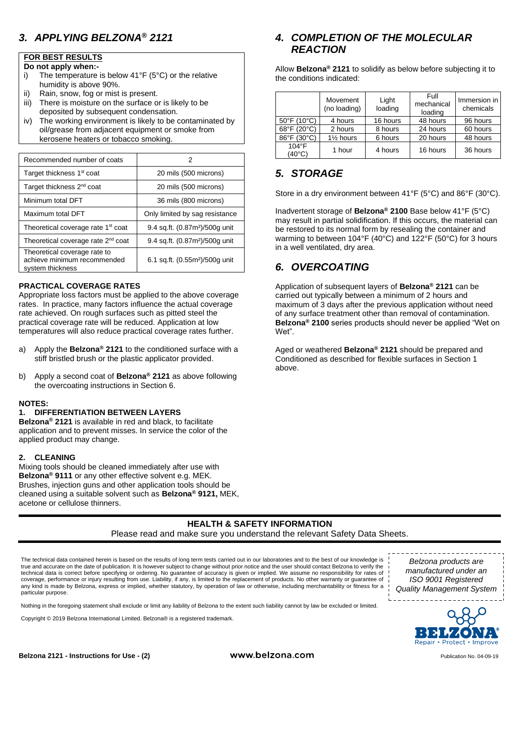## *3. APPLYING BELZONA® 2121*

**FOR BEST RESULTS**

**Do not apply when:-**

i) The temperature is below 41°F (5°C) or the relative humidity is above 90%.

ii) Rain, snow, fog or mist is present.

iii) There is moisture on the surface or is likely to be deposited by subsequent condensation.

iv) The working environment is likely to be contaminated by oil/grease from adjacent equipment or smoke from kerosene heaters or tobacco smoking.

| | |
|---|---|
| Recommended number of coats | 2 |
| Target thickness 1st coat | 20 mils (500 microns) |
| Target thickness 2nd coat | 20 mils (500 microns) |
| Minimum total DFT | 36 mils (800 microns) |
| Maximum total DFT | Only limited by sag resistance |
| Theoretical coverage rate 1st coat | 9.4 sq.ft. (0.87m²)/500g unit |
| Theoretical coverage rate 2nd coat | 9.4 sq.ft. (0.87m²)/500g unit |
| Theoretical coverage rate to achieve minimum recommended system thickness | 6.1 sq.ft. (0.55m²)/500g unit |

**PRACTICAL COVERAGE RATES**

Appropriate loss factors must be applied to the above coverage rates. In practice, many factors influence the actual coverage rate achieved. On rough surfaces such as pitted steel the practical coverage rate will be reduced. Application at low temperatures will also reduce practical coverage rates further.

a) Apply the **Belzona® 2121** to the conditioned surface with a stiff bristled brush or the plastic applicator provided.

b) Apply a second coat of **Belzona® 2121** as above following the overcoating instructions in Section 6.

**NOTES:**

**1. DIFFERENTIATION BETWEEN LAYERS**

**Belzona® 2121** is available in red and black, to facilitate application and to prevent misses. In service the color of the applied product may change.

**2. CLEANING**

Mixing tools should be cleaned immediately after use with **Belzona® 9111** or any other effective solvent e.g. MEK. Brushes, injection guns and other application tools should be cleaned using a suitable solvent such as **Belzona® 9121,** MEK, acetone or cellulose thinners.

## *4. COMPLETION OF THE MOLECULAR REACTION*

Allow **Belzona® 2121** to solidify as below before subjecting it to the conditions indicated:

| | Movement (no loading) | Light loading | Full mechanical loading | Immersion in chemicals |
|---|---|---|---|---|
| 50°F (10°C) | 4 hours | 16 hours | 48 hours | 96 hours |
| 68°F (20°C) | 2 hours | 8 hours | 24 hours | 60 hours |
| 86°F (30°C) | 1½ hours | 6 hours | 20 hours | 48 hours |
| 104°F (40°C) | 1 hour | 4 hours | 16 hours | 36 hours |

## *5. STORAGE*

Store in a dry environment between 41°F (5°C) and 86°F (30°C).

Inadvertent storage of **Belzona® 2100** Base below 41°F (5°C) may result in partial solidification. If this occurs, the material can be restored to its normal form by resealing the container and warming to between 104°F (40°C) and 122°F (50°C) for 3 hours in a well ventilated, dry area.

## *6. OVERCOATING*

Application of subsequent layers of **Belzona® 2121** can be carried out typically between a minimum of 2 hours and maximum of 3 days after the previous application without need of any surface treatment other than removal of contamination. **Belzona® 2100** series products should never be applied "Wet on Wet".

Aged or weathered **Belzona® 2121** should be prepared and Conditioned as described for flexible surfaces in Section 1 above.

**HEALTH & SAFETY INFORMATION**

Please read and make sure you understand the relevant Safety Data Sheets.

The technical data contained herein is based on the results of long term tests carried out in our laboratories and to the best of our knowledge is true and accurate on the date of publication. It is however subject to change without prior notice and the user should contact Belzona to verify the technical data is correct before specifying or ordering. No guarantee of accuracy is given or implied. We assume no responsibility for rates of coverage, performance or injury resulting from use. Liability, if any, is limited to the replacement of products. No other warranty or guarantee of any kind is made by Belzona, express or implied, whether statutory, by operation of law or otherwise, including merchantability or fitness for a particular purpose.

Nothing in the foregoing statement shall exclude or limit any liability of Belzona to the extent such liability cannot by law be excluded or limited.

Copyright © 2019 Belzona International Limited. Belzona® is a registered trademark.

*Belzona products are manufactured under an ISO 9001 Registered Quality Management System*

BELZONA® Repair • Protect • Improve

**Belzona 2121 - Instructions for Use - (2)** www.belzona.com Publication No. 04-09-19